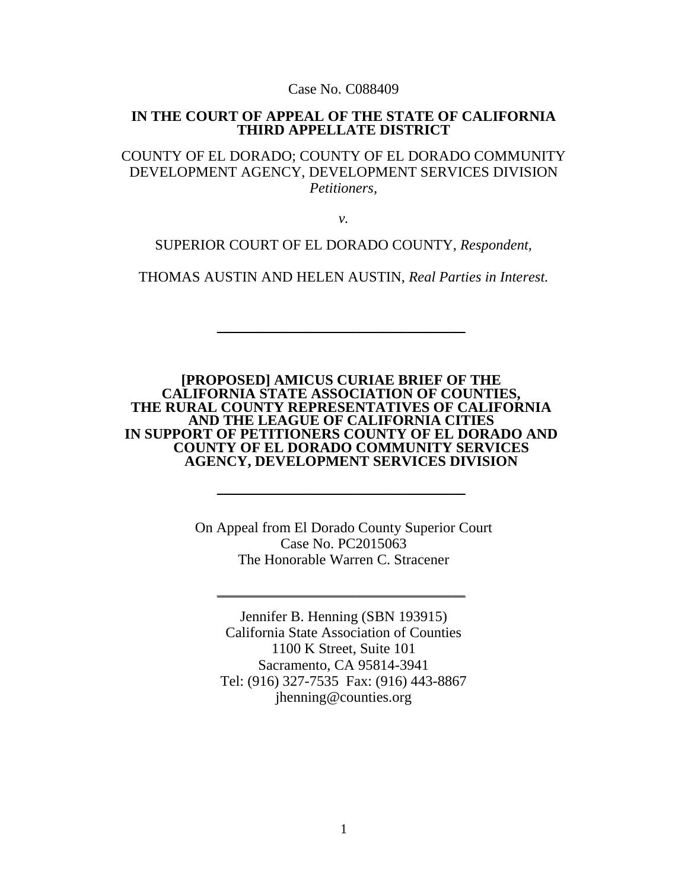Case No. C088409

**IN THE COURT OF APPEAL OF THE STATE OF CALIFORNIA**
**THIRD APPELLATE DISTRICT**

COUNTY OF EL DORADO; COUNTY OF EL DORADO COMMUNITY DEVELOPMENT AGENCY, DEVELOPMENT SERVICES DIVISION
*Petitioners,*

*v.*

SUPERIOR COURT OF EL DORADO COUNTY, *Respondent,*

THOMAS AUSTIN AND HELEN AUSTIN, *Real Parties in Interest.*

---

**[PROPOSED] AMICUS CURIAE BRIEF OF THE CALIFORNIA STATE ASSOCIATION OF COUNTIES, THE RURAL COUNTY REPRESENTATIVES OF CALIFORNIA AND THE LEAGUE OF CALIFORNIA CITIES IN SUPPORT OF PETITIONERS COUNTY OF EL DORADO AND COUNTY OF EL DORADO COMMUNITY SERVICES AGENCY, DEVELOPMENT SERVICES DIVISION**

---

On Appeal from El Dorado County Superior Court
Case No. PC2015063
The Honorable Warren C. Stracener

---

Jennifer B. Henning (SBN 193915)
California State Association of Counties
1100 K Street, Suite 101
Sacramento, CA 95814-3941
Tel: (916) 327-7535 Fax: (916) 443-8867
jhenning@counties.org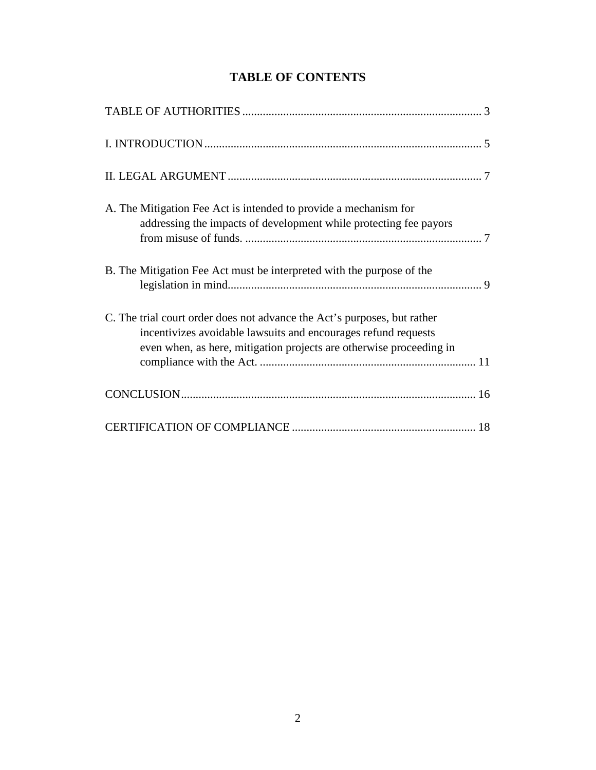# TABLE OF CONTENTS

TABLE OF AUTHORITIES .................................................................................. 3

I. INTRODUCTION .............................................................................................. 5

II. LEGAL ARGUMENT ...................................................................................... 7

A. The Mitigation Fee Act is intended to provide a mechanism for addressing the impacts of development while protecting fee payors from misuse of funds. ................................................................................. 7

B. The Mitigation Fee Act must be interpreted with the purpose of the legislation in mind....................................................................................... 9

C. The trial court order does not advance the Act's purposes, but rather incentivizes avoidable lawsuits and encourages refund requests even when, as here, mitigation projects are otherwise proceeding in compliance with the Act. .......................................................................... 11

CONCLUSION.................................................................................................... 16

CERTIFICATION OF COMPLIANCE .............................................................. 18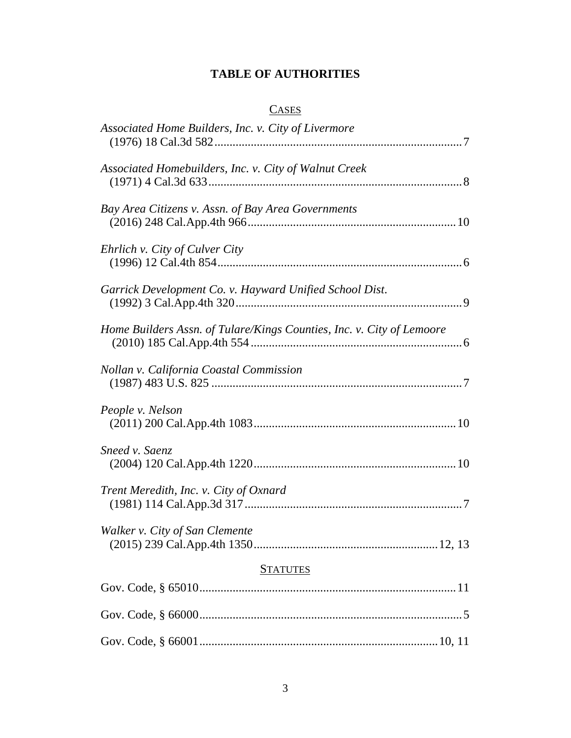# TABLE OF AUTHORITIES

## CASES

*Associated Home Builders, Inc. v. City of Livermore*
(1976) 18 Cal.3d 582 .......... 7

*Associated Homebuilders, Inc. v. City of Walnut Creek*
(1971) 4 Cal.3d 633 .......... 8

*Bay Area Citizens v. Assn. of Bay Area Governments*
(2016) 248 Cal.App.4th 966 .......... 10

*Ehrlich v. City of Culver City*
(1996) 12 Cal.4th 854 .......... 6

*Garrick Development Co. v. Hayward Unified School Dist.*
(1992) 3 Cal.App.4th 320 .......... 9

*Home Builders Assn. of Tulare/Kings Counties, Inc. v. City of Lemoore*
(2010) 185 Cal.App.4th 554 .......... 6

*Nollan v. California Coastal Commission*
(1987) 483 U.S. 825 .......... 7

*People v. Nelson*
(2011) 200 Cal.App.4th 1083 .......... 10

*Sneed v. Saenz*
(2004) 120 Cal.App.4th 1220 .......... 10

*Trent Meredith, Inc. v. City of Oxnard*
(1981) 114 Cal.App.3d 317 .......... 7

*Walker v. City of San Clemente*
(2015) 239 Cal.App.4th 1350 .......... 12, 13

## STATUTES

Gov. Code, § 65010 .......... 11

Gov. Code, § 66000 .......... 5

Gov. Code, § 66001 .......... 10, 11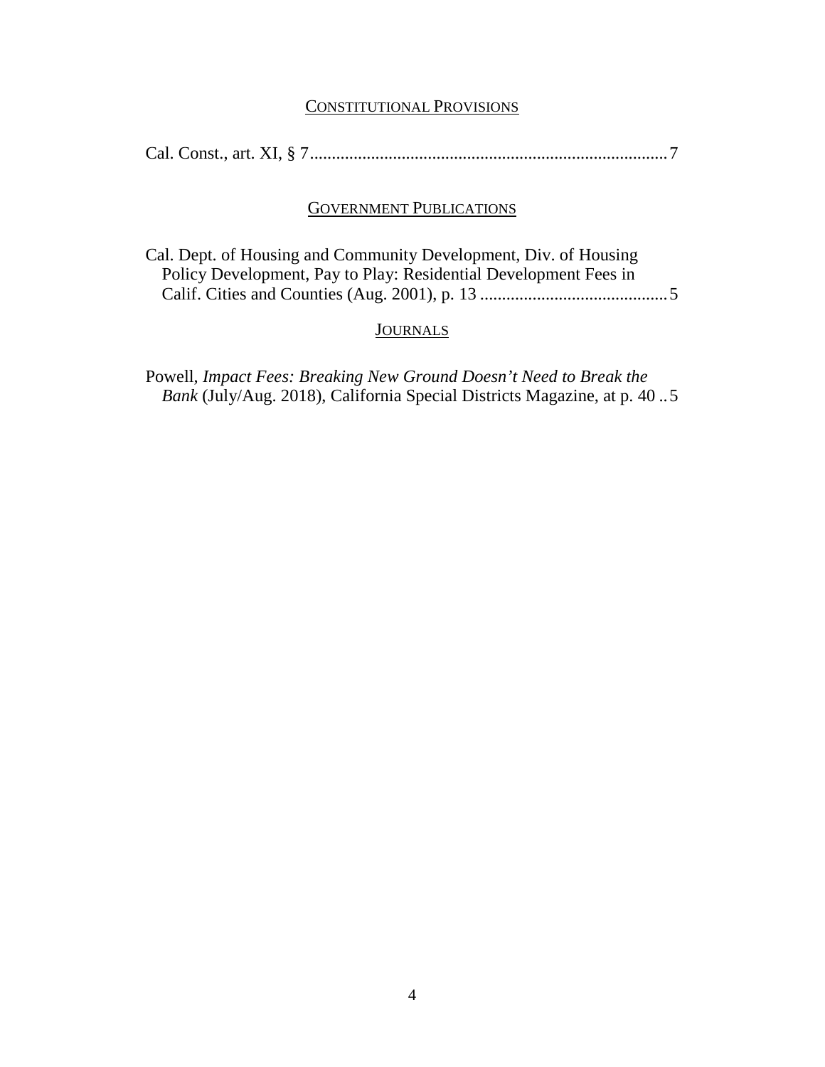## CONSTITUTIONAL PROVISIONS

Cal. Const., art. XI, § 7 .................................................................................. 7

## GOVERNMENT PUBLICATIONS

Cal. Dept. of Housing and Community Development, Div. of Housing Policy Development, Pay to Play: Residential Development Fees in Calif. Cities and Counties (Aug. 2001), p. 13 ........................................... 5

## JOURNALS

Powell, *Impact Fees: Breaking New Ground Doesn't Need to Break the Bank* (July/Aug. 2018), California Special Districts Magazine, at p. 40 .. 5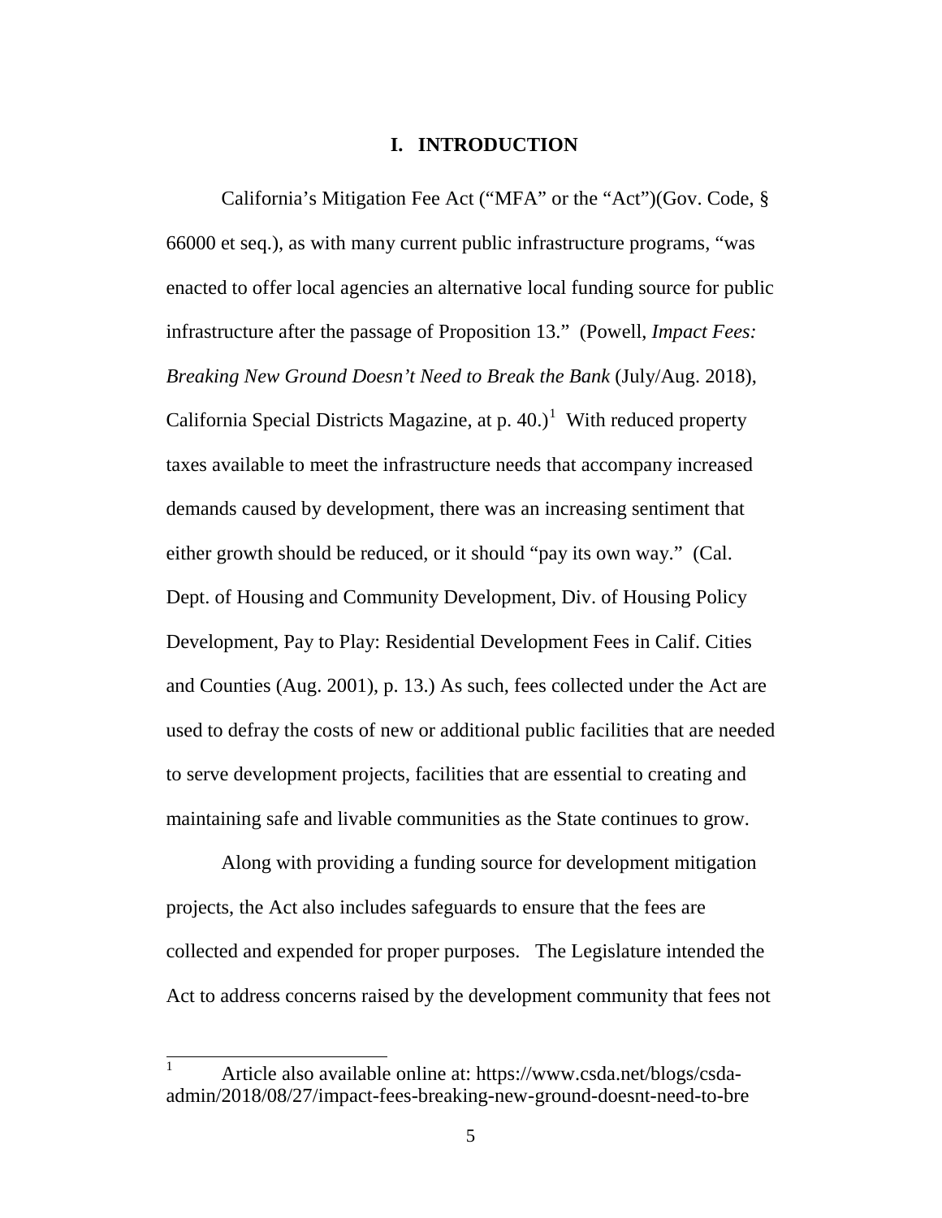# I. INTRODUCTION

California's Mitigation Fee Act ("MFA" or the "Act")(Gov. Code, § 66000 et seq.), as with many current public infrastructure programs, "was enacted to offer local agencies an alternative local funding source for public infrastructure after the passage of Proposition 13." (Powell, *Impact Fees: Breaking New Ground Doesn't Need to Break the Bank* (July/Aug. 2018), California Special Districts Magazine, at p. 40.)[1] With reduced property taxes available to meet the infrastructure needs that accompany increased demands caused by development, there was an increasing sentiment that either growth should be reduced, or it should "pay its own way." (Cal. Dept. of Housing and Community Development, Div. of Housing Policy Development, Pay to Play: Residential Development Fees in Calif. Cities and Counties (Aug. 2001), p. 13.) As such, fees collected under the Act are used to defray the costs of new or additional public facilities that are needed to serve development projects, facilities that are essential to creating and maintaining safe and livable communities as the State continues to grow.

Along with providing a funding source for development mitigation projects, the Act also includes safeguards to ensure that the fees are collected and expended for proper purposes. The Legislature intended the Act to address concerns raised by the development community that fees not

[1] Article also available online at: https://www.csda.net/blogs/csda-admin/2018/08/27/impact-fees-breaking-new-ground-doesnt-need-to-bre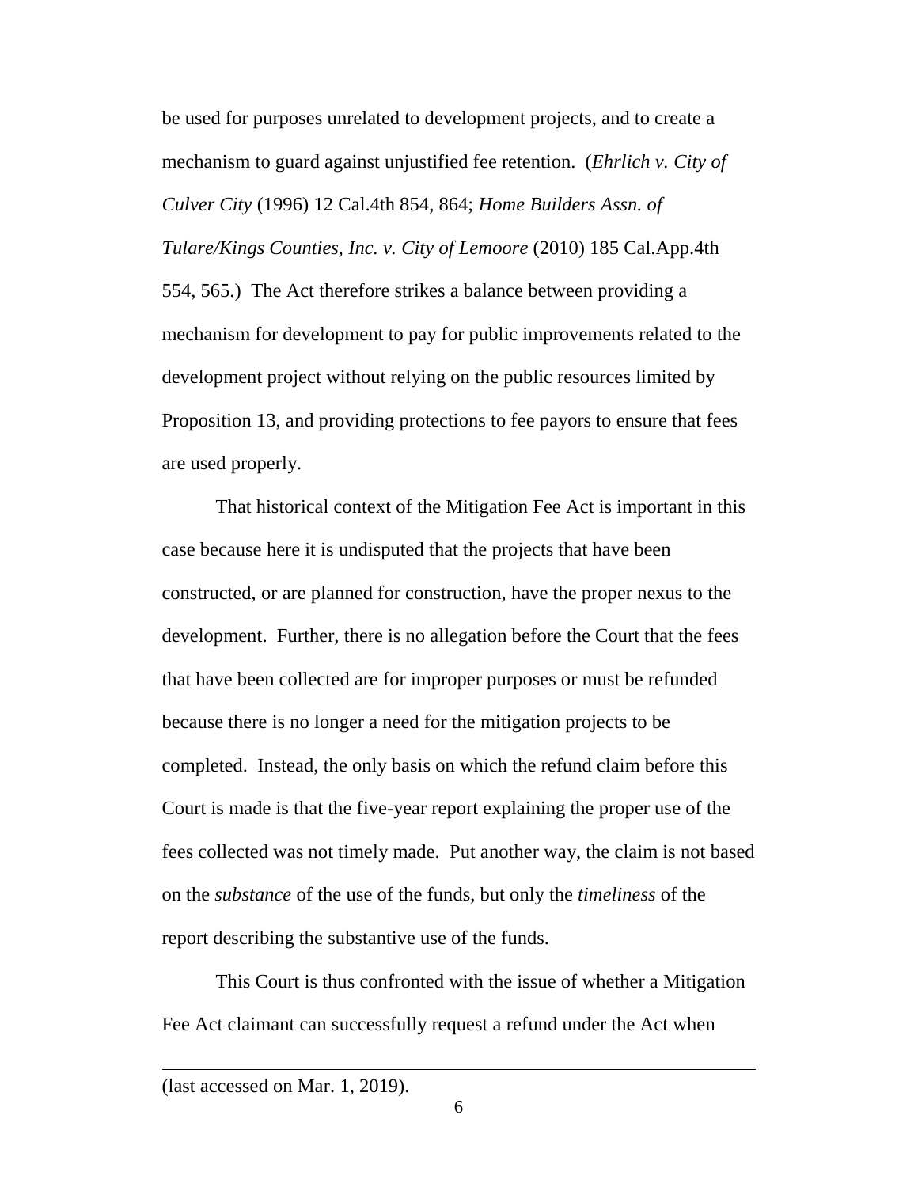be used for purposes unrelated to development projects, and to create a mechanism to guard against unjustified fee retention. (*Ehrlich v. City of Culver City* (1996) 12 Cal.4th 854, 864; *Home Builders Assn. of Tulare/Kings Counties, Inc. v. City of Lemoore* (2010) 185 Cal.App.4th 554, 565.) The Act therefore strikes a balance between providing a mechanism for development to pay for public improvements related to the development project without relying on the public resources limited by Proposition 13, and providing protections to fee payors to ensure that fees are used properly.

That historical context of the Mitigation Fee Act is important in this case because here it is undisputed that the projects that have been constructed, or are planned for construction, have the proper nexus to the development. Further, there is no allegation before the Court that the fees that have been collected are for improper purposes or must be refunded because there is no longer a need for the mitigation projects to be completed. Instead, the only basis on which the refund claim before this Court is made is that the five-year report explaining the proper use of the fees collected was not timely made. Put another way, the claim is not based on the *substance* of the use of the funds, but only the *timeliness* of the report describing the substantive use of the funds.

This Court is thus confronted with the issue of whether a Mitigation Fee Act claimant can successfully request a refund under the Act when

(last accessed on Mar. 1, 2019).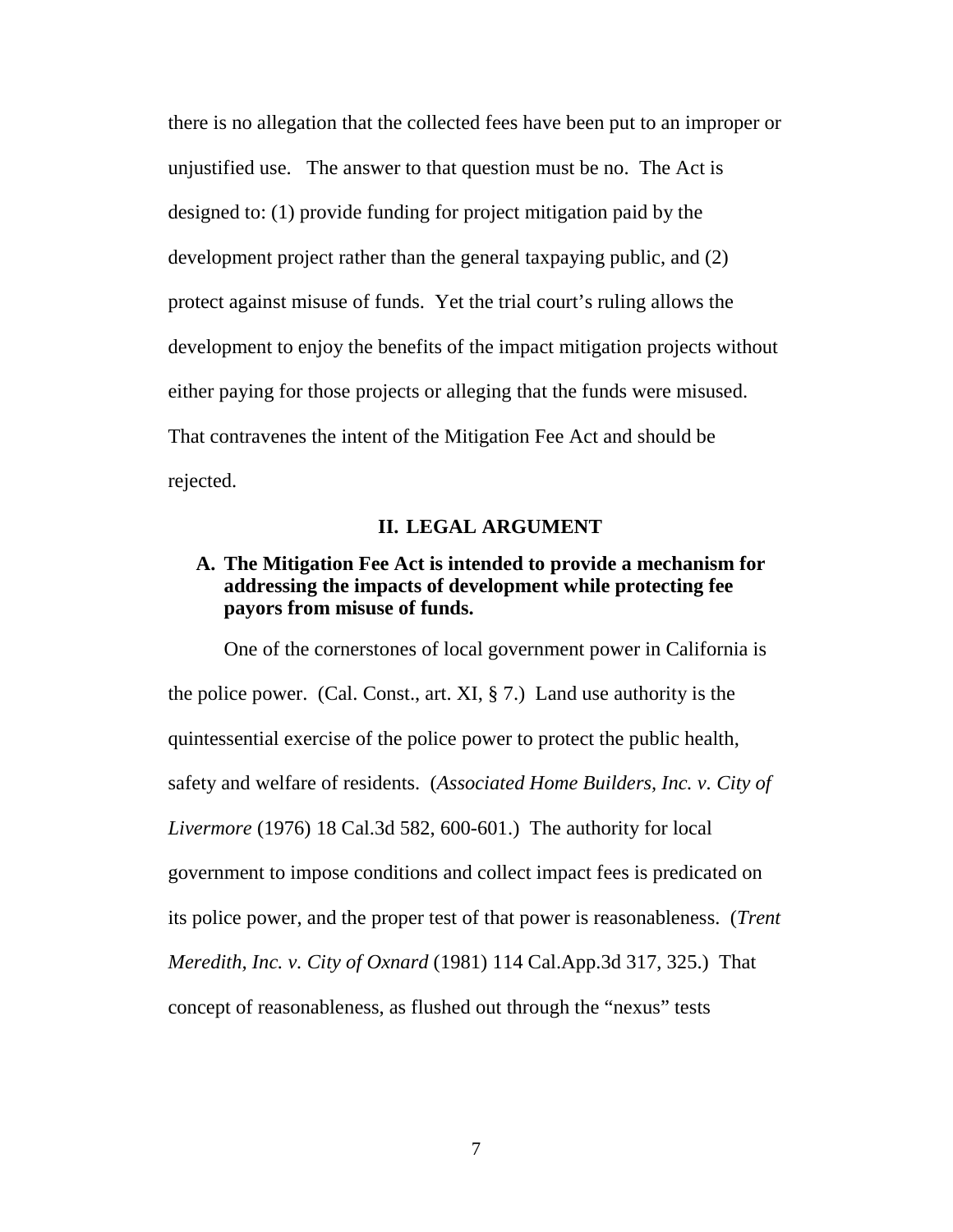there is no allegation that the collected fees have been put to an improper or unjustified use. The answer to that question must be no. The Act is designed to: (1) provide funding for project mitigation paid by the development project rather than the general taxpaying public, and (2) protect against misuse of funds. Yet the trial court's ruling allows the development to enjoy the benefits of the impact mitigation projects without either paying for those projects or alleging that the funds were misused. That contravenes the intent of the Mitigation Fee Act and should be rejected.

## II. LEGAL ARGUMENT

### A. The Mitigation Fee Act is intended to provide a mechanism for addressing the impacts of development while protecting fee payors from misuse of funds.

One of the cornerstones of local government power in California is the police power. (Cal. Const., art. XI, § 7.) Land use authority is the quintessential exercise of the police power to protect the public health, safety and welfare of residents. (*Associated Home Builders, Inc. v. City of Livermore* (1976) 18 Cal.3d 582, 600-601.) The authority for local government to impose conditions and collect impact fees is predicated on its police power, and the proper test of that power is reasonableness. (*Trent Meredith, Inc. v. City of Oxnard* (1981) 114 Cal.App.3d 317, 325.) That concept of reasonableness, as flushed out through the "nexus" tests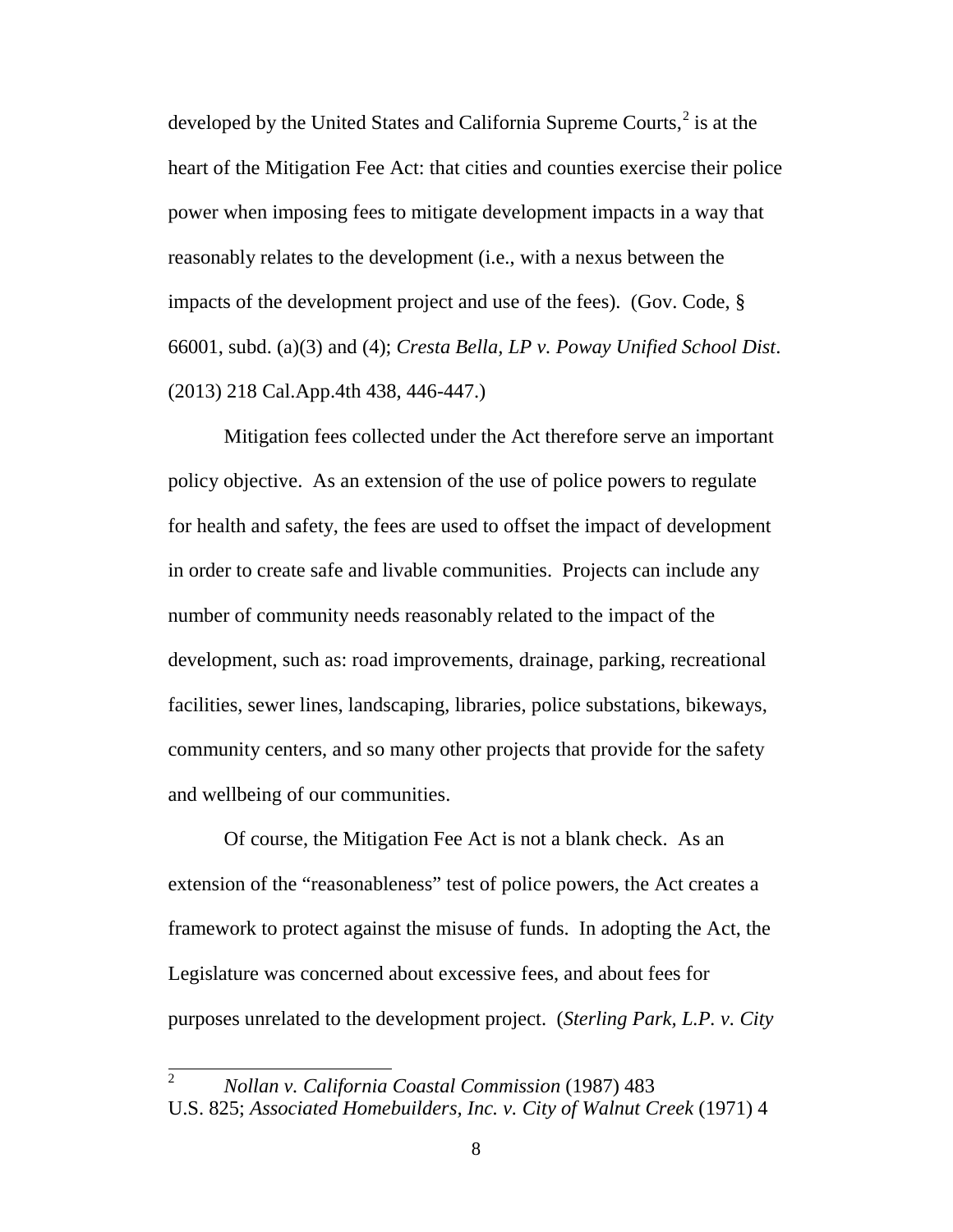developed by the United States and California Supreme Courts,[2] is at the heart of the Mitigation Fee Act: that cities and counties exercise their police power when imposing fees to mitigate development impacts in a way that reasonably relates to the development (i.e., with a nexus between the impacts of the development project and use of the fees). (Gov. Code, § 66001, subd. (a)(3) and (4); *Cresta Bella, LP v. Poway Unified School Dist*. (2013) 218 Cal.App.4th 438, 446-447.)

Mitigation fees collected under the Act therefore serve an important policy objective. As an extension of the use of police powers to regulate for health and safety, the fees are used to offset the impact of development in order to create safe and livable communities. Projects can include any number of community needs reasonably related to the impact of the development, such as: road improvements, drainage, parking, recreational facilities, sewer lines, landscaping, libraries, police substations, bikeways, community centers, and so many other projects that provide for the safety and wellbeing of our communities.

Of course, the Mitigation Fee Act is not a blank check. As an extension of the "reasonableness" test of police powers, the Act creates a framework to protect against the misuse of funds. In adopting the Act, the Legislature was concerned about excessive fees, and about fees for purposes unrelated to the development project. (*Sterling Park, L.P. v. City*

---

[2] *Nollan v. California Coastal Commission* (1987) 483 U.S. 825; *Associated Homebuilders, Inc. v. City of Walnut Creek* (1971) 4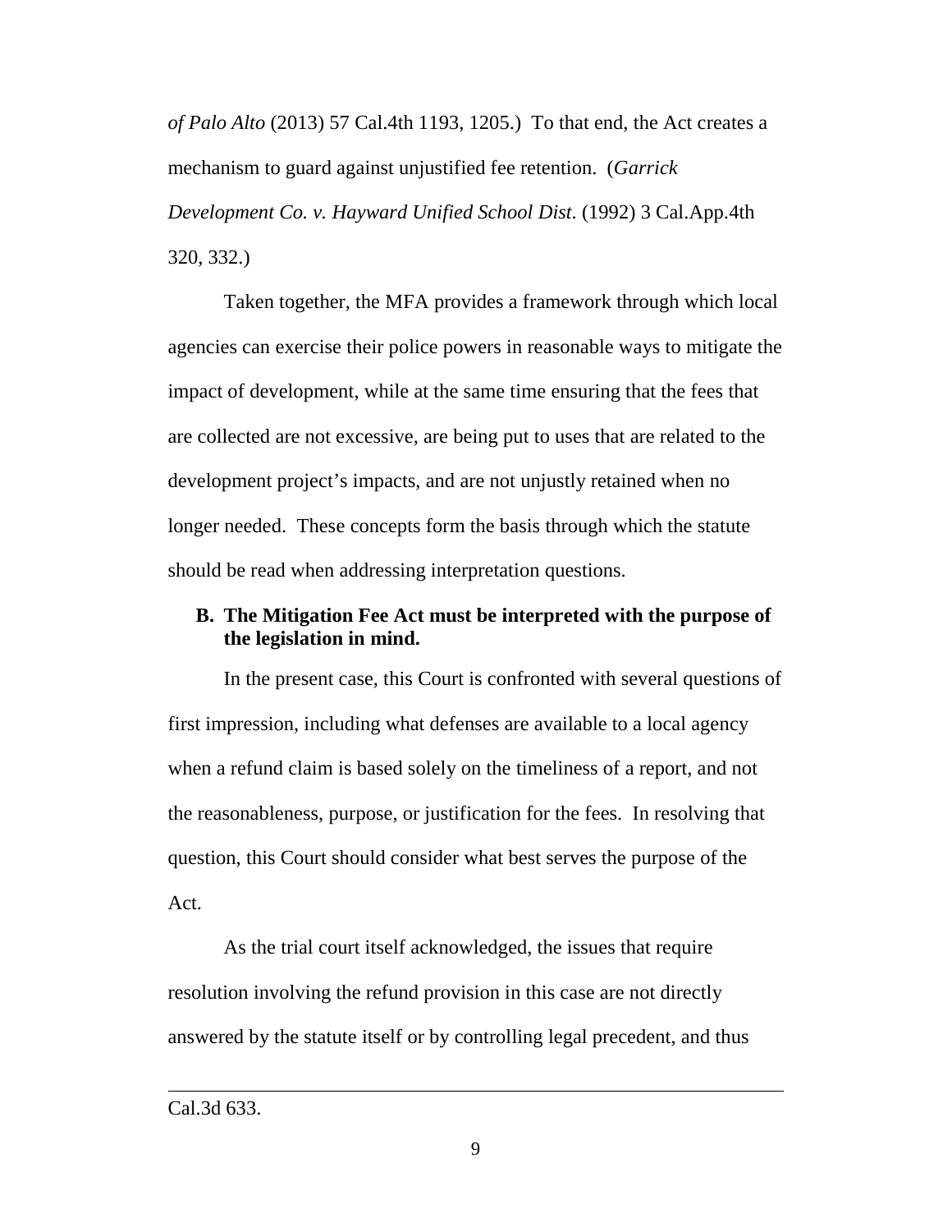*of Palo Alto* (2013) 57 Cal.4th 1193, 1205.) To that end, the Act creates a mechanism to guard against unjustified fee retention. (*Garrick Development Co. v. Hayward Unified School Dist.* (1992) 3 Cal.App.4th 320, 332.)

Taken together, the MFA provides a framework through which local agencies can exercise their police powers in reasonable ways to mitigate the impact of development, while at the same time ensuring that the fees that are collected are not excessive, are being put to uses that are related to the development project's impacts, and are not unjustly retained when no longer needed. These concepts form the basis through which the statute should be read when addressing interpretation questions.

**B. The Mitigation Fee Act must be interpreted with the purpose of the legislation in mind.**

In the present case, this Court is confronted with several questions of first impression, including what defenses are available to a local agency when a refund claim is based solely on the timeliness of a report, and not the reasonableness, purpose, or justification for the fees. In resolving that question, this Court should consider what best serves the purpose of the Act.

As the trial court itself acknowledged, the issues that require resolution involving the refund provision in this case are not directly answered by the statute itself or by controlling legal precedent, and thus

---

Cal.3d 633.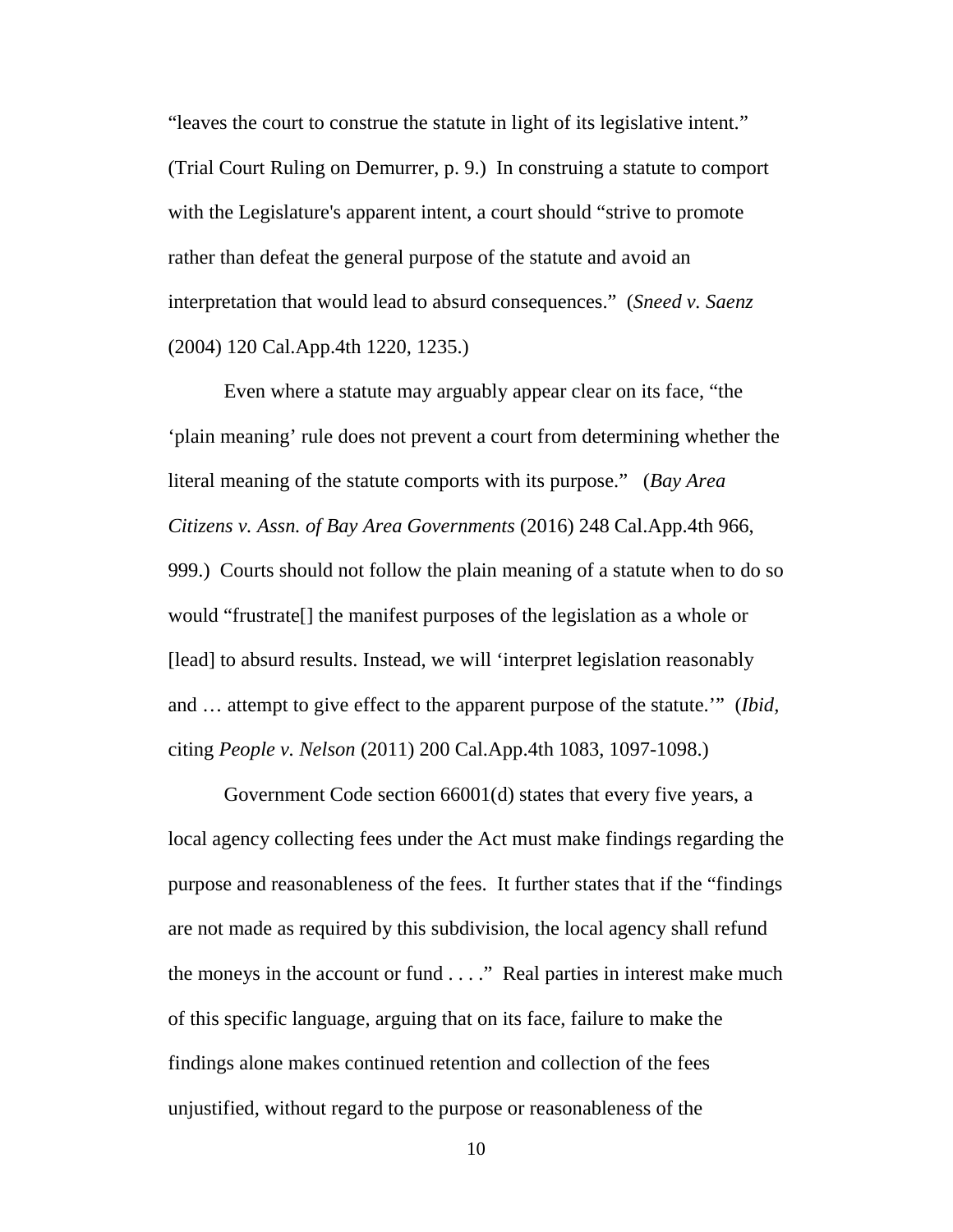"leaves the court to construe the statute in light of its legislative intent." (Trial Court Ruling on Demurrer, p. 9.) In construing a statute to comport with the Legislature's apparent intent, a court should "strive to promote rather than defeat the general purpose of the statute and avoid an interpretation that would lead to absurd consequences." (*Sneed v. Saenz* (2004) 120 Cal.App.4th 1220, 1235.)

Even where a statute may arguably appear clear on its face, "the 'plain meaning' rule does not prevent a court from determining whether the literal meaning of the statute comports with its purpose." (*Bay Area Citizens v. Assn. of Bay Area Governments* (2016) 248 Cal.App.4th 966, 999.) Courts should not follow the plain meaning of a statute when to do so would "frustrate[] the manifest purposes of the legislation as a whole or [lead] to absurd results. Instead, we will 'interpret legislation reasonably and … attempt to give effect to the apparent purpose of the statute.'" (*Ibid*, citing *People v. Nelson* (2011) 200 Cal.App.4th 1083, 1097-1098.)

Government Code section 66001(d) states that every five years, a local agency collecting fees under the Act must make findings regarding the purpose and reasonableness of the fees. It further states that if the "findings are not made as required by this subdivision, the local agency shall refund the moneys in the account or fund . . . ." Real parties in interest make much of this specific language, arguing that on its face, failure to make the findings alone makes continued retention and collection of the fees unjustified, without regard to the purpose or reasonableness of the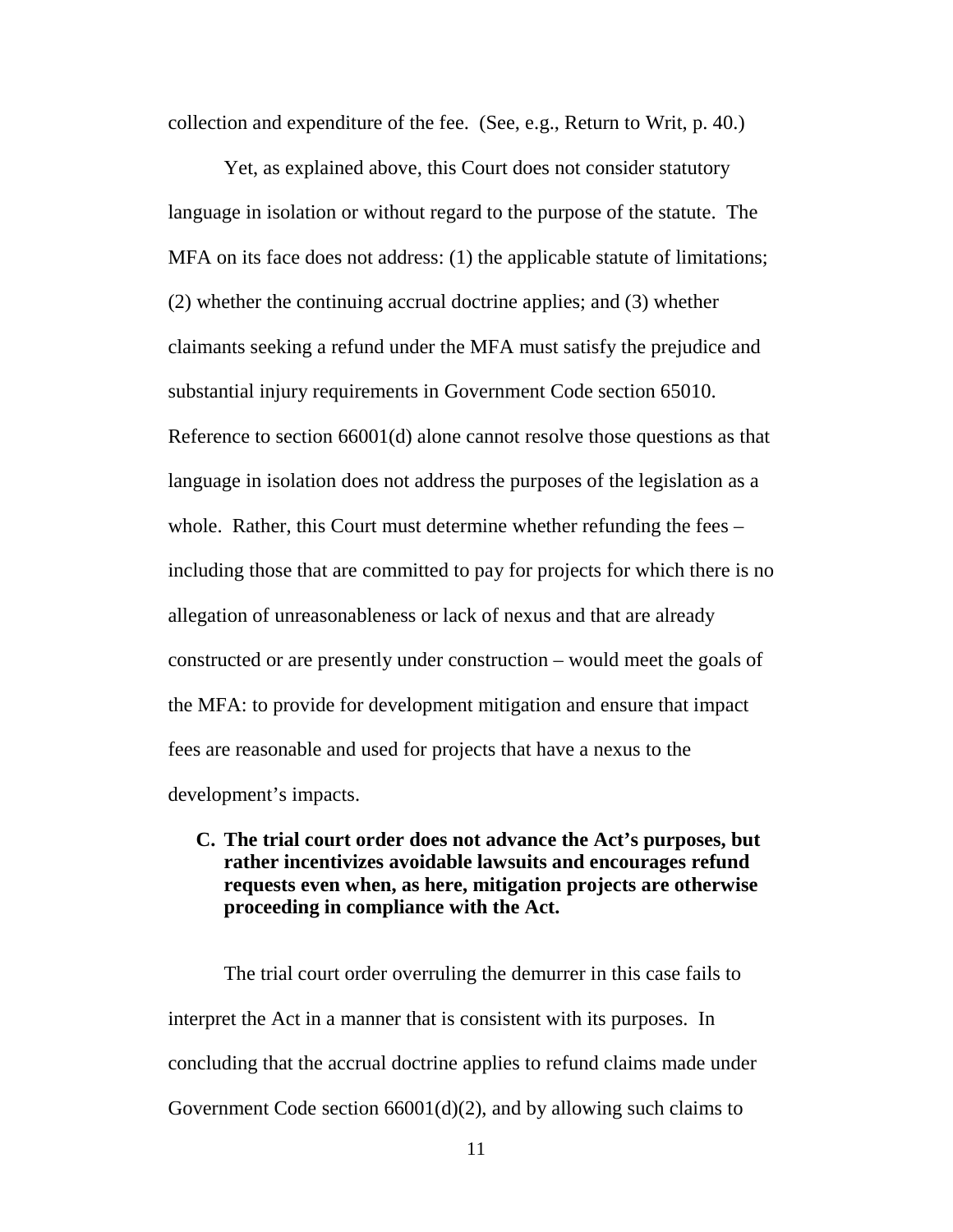collection and expenditure of the fee. (See, e.g., Return to Writ, p. 40.)

Yet, as explained above, this Court does not consider statutory language in isolation or without regard to the purpose of the statute. The MFA on its face does not address: (1) the applicable statute of limitations; (2) whether the continuing accrual doctrine applies; and (3) whether claimants seeking a refund under the MFA must satisfy the prejudice and substantial injury requirements in Government Code section 65010. Reference to section 66001(d) alone cannot resolve those questions as that language in isolation does not address the purposes of the legislation as a whole. Rather, this Court must determine whether refunding the fees – including those that are committed to pay for projects for which there is no allegation of unreasonableness or lack of nexus and that are already constructed or are presently under construction – would meet the goals of the MFA: to provide for development mitigation and ensure that impact fees are reasonable and used for projects that have a nexus to the development's impacts.

### C. The trial court order does not advance the Act's purposes, but rather incentivizes avoidable lawsuits and encourages refund requests even when, as here, mitigation projects are otherwise proceeding in compliance with the Act.

The trial court order overruling the demurrer in this case fails to interpret the Act in a manner that is consistent with its purposes. In concluding that the accrual doctrine applies to refund claims made under Government Code section 66001(d)(2), and by allowing such claims to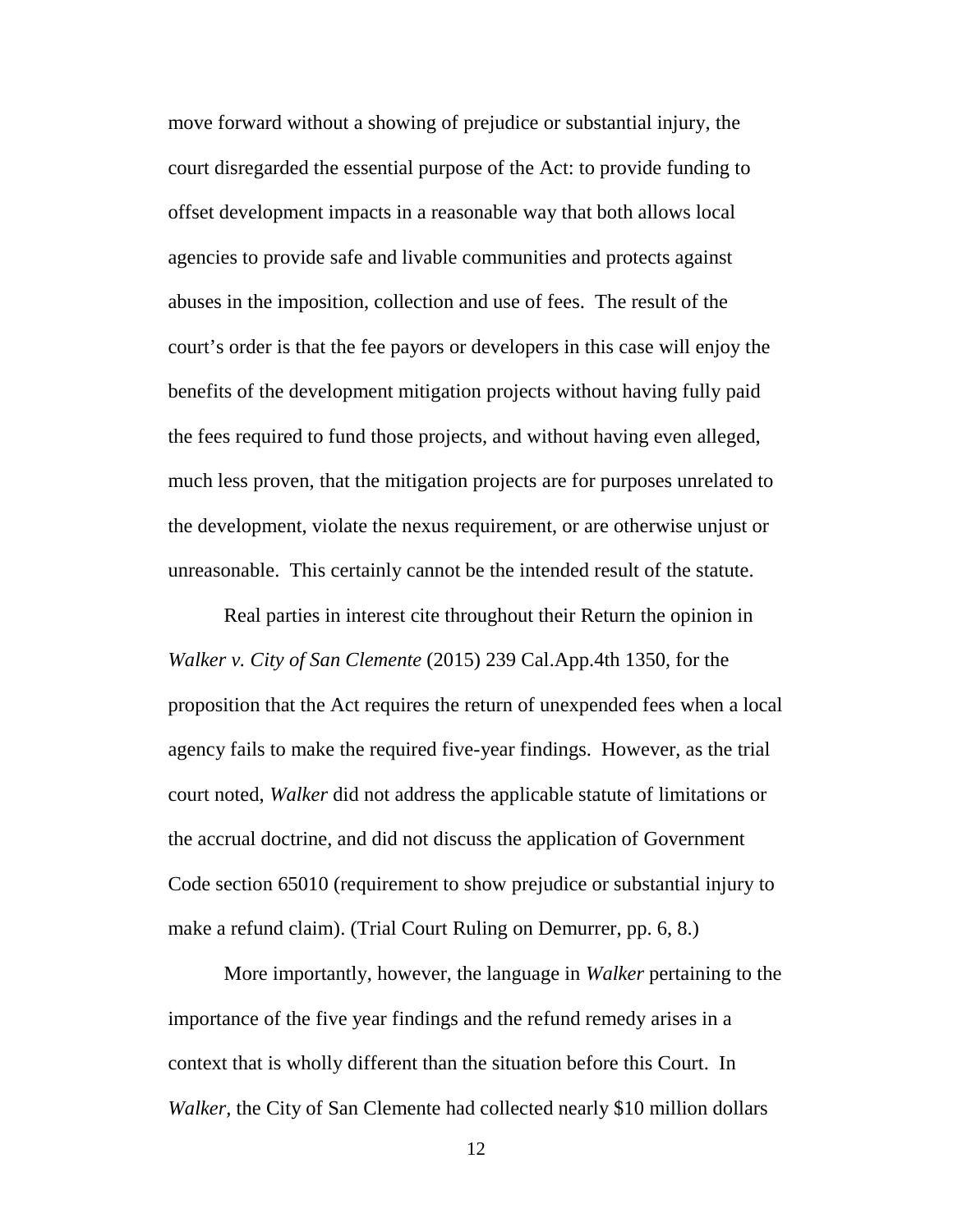move forward without a showing of prejudice or substantial injury, the court disregarded the essential purpose of the Act: to provide funding to offset development impacts in a reasonable way that both allows local agencies to provide safe and livable communities and protects against abuses in the imposition, collection and use of fees. The result of the court's order is that the fee payors or developers in this case will enjoy the benefits of the development mitigation projects without having fully paid the fees required to fund those projects, and without having even alleged, much less proven, that the mitigation projects are for purposes unrelated to the development, violate the nexus requirement, or are otherwise unjust or unreasonable. This certainly cannot be the intended result of the statute.

Real parties in interest cite throughout their Return the opinion in *Walker v. City of San Clemente* (2015) 239 Cal.App.4th 1350, for the proposition that the Act requires the return of unexpended fees when a local agency fails to make the required five-year findings. However, as the trial court noted, *Walker* did not address the applicable statute of limitations or the accrual doctrine, and did not discuss the application of Government Code section 65010 (requirement to show prejudice or substantial injury to make a refund claim). (Trial Court Ruling on Demurrer, pp. 6, 8.)

More importantly, however, the language in *Walker* pertaining to the importance of the five year findings and the refund remedy arises in a context that is wholly different than the situation before this Court. In *Walker*, the City of San Clemente had collected nearly $10 million dollars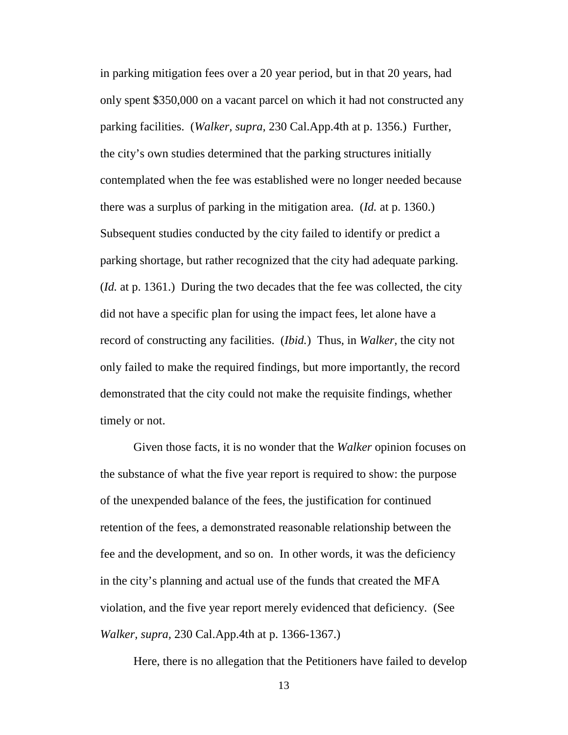in parking mitigation fees over a 20 year period, but in that 20 years, had only spent $350,000 on a vacant parcel on which it had not constructed any parking facilities. (*Walker, supra,* 230 Cal.App.4th at p. 1356.) Further, the city's own studies determined that the parking structures initially contemplated when the fee was established were no longer needed because there was a surplus of parking in the mitigation area. (*Id.* at p. 1360.) Subsequent studies conducted by the city failed to identify or predict a parking shortage, but rather recognized that the city had adequate parking. (*Id.* at p. 1361.) During the two decades that the fee was collected, the city did not have a specific plan for using the impact fees, let alone have a record of constructing any facilities. (*Ibid.*) Thus, in *Walker,* the city not only failed to make the required findings, but more importantly, the record demonstrated that the city could not make the requisite findings, whether timely or not.

Given those facts, it is no wonder that the *Walker* opinion focuses on the substance of what the five year report is required to show: the purpose of the unexpended balance of the fees, the justification for continued retention of the fees, a demonstrated reasonable relationship between the fee and the development, and so on. In other words, it was the deficiency in the city's planning and actual use of the funds that created the MFA violation, and the five year report merely evidenced that deficiency. (See *Walker, supra,* 230 Cal.App.4th at p. 1366-1367.)

Here, there is no allegation that the Petitioners have failed to develop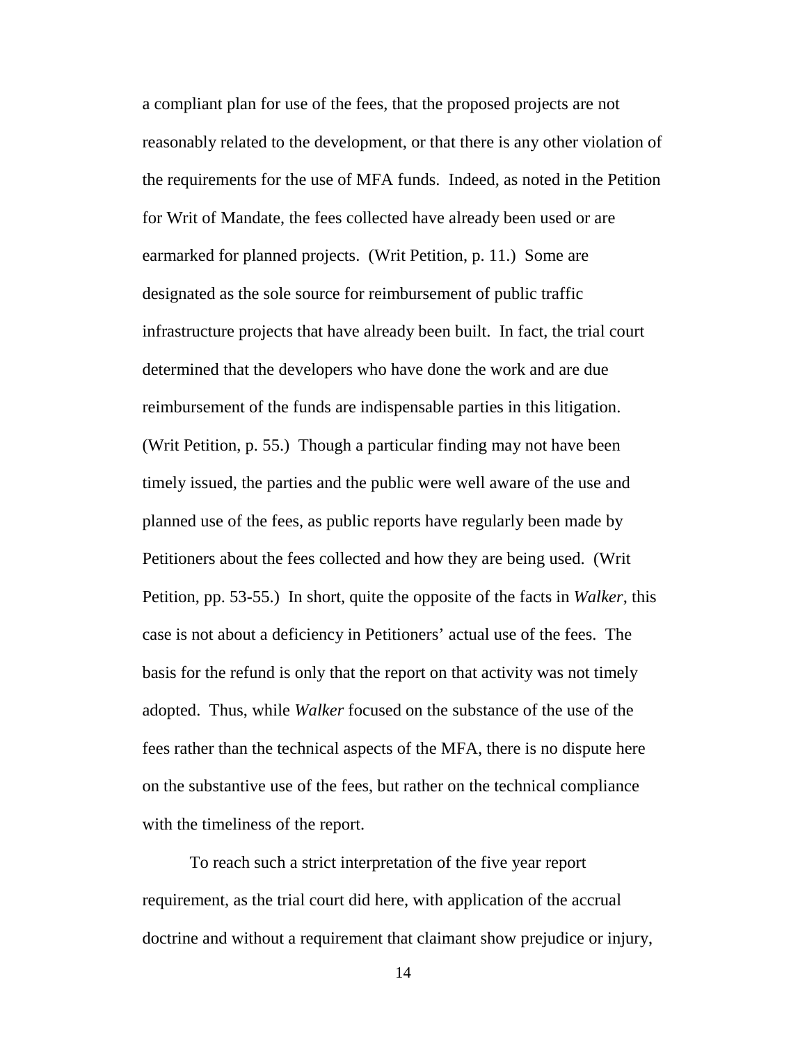a compliant plan for use of the fees, that the proposed projects are not reasonably related to the development, or that there is any other violation of the requirements for the use of MFA funds. Indeed, as noted in the Petition for Writ of Mandate, the fees collected have already been used or are earmarked for planned projects. (Writ Petition, p. 11.) Some are designated as the sole source for reimbursement of public traffic infrastructure projects that have already been built. In fact, the trial court determined that the developers who have done the work and are due reimbursement of the funds are indispensable parties in this litigation. (Writ Petition, p. 55.) Though a particular finding may not have been timely issued, the parties and the public were well aware of the use and planned use of the fees, as public reports have regularly been made by Petitioners about the fees collected and how they are being used. (Writ Petition, pp. 53-55.) In short, quite the opposite of the facts in *Walker*, this case is not about a deficiency in Petitioners' actual use of the fees. The basis for the refund is only that the report on that activity was not timely adopted. Thus, while *Walker* focused on the substance of the use of the fees rather than the technical aspects of the MFA, there is no dispute here on the substantive use of the fees, but rather on the technical compliance with the timeliness of the report.

To reach such a strict interpretation of the five year report requirement, as the trial court did here, with application of the accrual doctrine and without a requirement that claimant show prejudice or injury,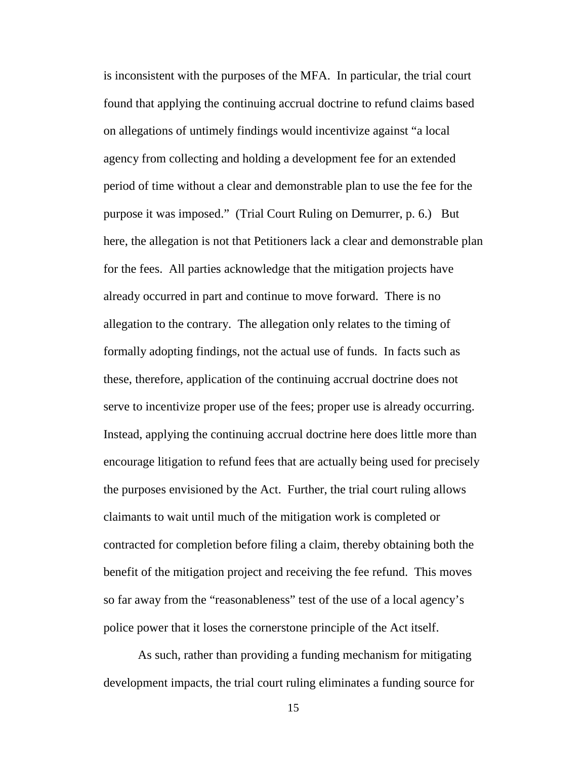is inconsistent with the purposes of the MFA. In particular, the trial court found that applying the continuing accrual doctrine to refund claims based on allegations of untimely findings would incentivize against "a local agency from collecting and holding a development fee for an extended period of time without a clear and demonstrable plan to use the fee for the purpose it was imposed." (Trial Court Ruling on Demurrer, p. 6.) But here, the allegation is not that Petitioners lack a clear and demonstrable plan for the fees. All parties acknowledge that the mitigation projects have already occurred in part and continue to move forward. There is no allegation to the contrary. The allegation only relates to the timing of formally adopting findings, not the actual use of funds. In facts such as these, therefore, application of the continuing accrual doctrine does not serve to incentivize proper use of the fees; proper use is already occurring. Instead, applying the continuing accrual doctrine here does little more than encourage litigation to refund fees that are actually being used for precisely the purposes envisioned by the Act. Further, the trial court ruling allows claimants to wait until much of the mitigation work is completed or contracted for completion before filing a claim, thereby obtaining both the benefit of the mitigation project and receiving the fee refund. This moves so far away from the "reasonableness" test of the use of a local agency's police power that it loses the cornerstone principle of the Act itself.

As such, rather than providing a funding mechanism for mitigating development impacts, the trial court ruling eliminates a funding source for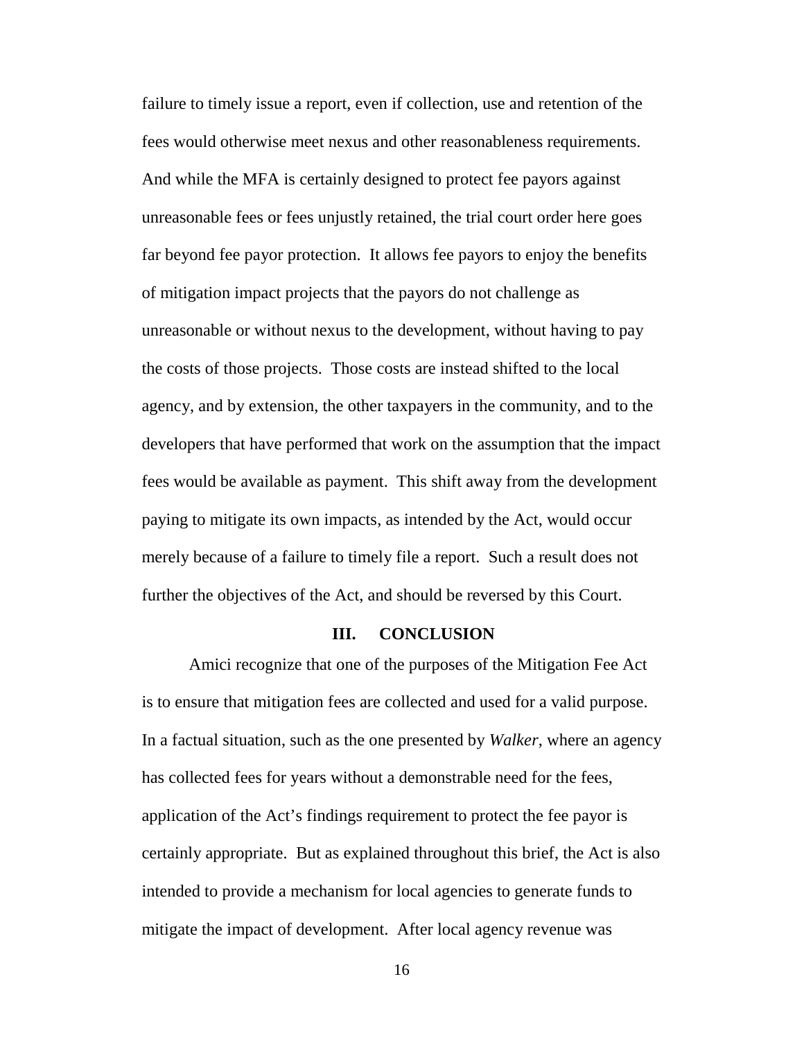failure to timely issue a report, even if collection, use and retention of the fees would otherwise meet nexus and other reasonableness requirements. And while the MFA is certainly designed to protect fee payors against unreasonable fees or fees unjustly retained, the trial court order here goes far beyond fee payor protection. It allows fee payors to enjoy the benefits of mitigation impact projects that the payors do not challenge as unreasonable or without nexus to the development, without having to pay the costs of those projects. Those costs are instead shifted to the local agency, and by extension, the other taxpayers in the community, and to the developers that have performed that work on the assumption that the impact fees would be available as payment. This shift away from the development paying to mitigate its own impacts, as intended by the Act, would occur merely because of a failure to timely file a report. Such a result does not further the objectives of the Act, and should be reversed by this Court.

## III. CONCLUSION

Amici recognize that one of the purposes of the Mitigation Fee Act is to ensure that mitigation fees are collected and used for a valid purpose. In a factual situation, such as the one presented by *Walker*, where an agency has collected fees for years without a demonstrable need for the fees, application of the Act's findings requirement to protect the fee payor is certainly appropriate. But as explained throughout this brief, the Act is also intended to provide a mechanism for local agencies to generate funds to mitigate the impact of development. After local agency revenue was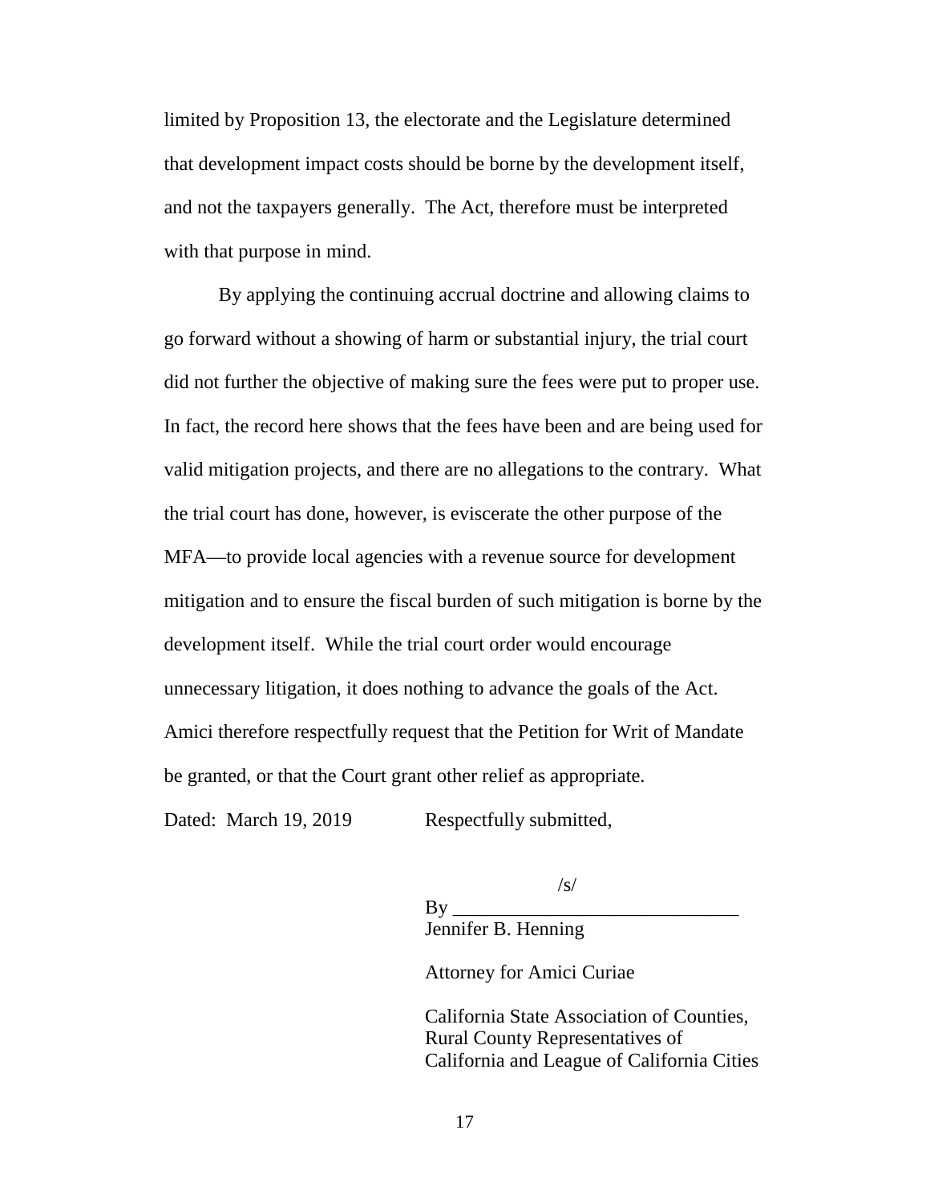limited by Proposition 13, the electorate and the Legislature determined that development impact costs should be borne by the development itself, and not the taxpayers generally. The Act, therefore must be interpreted with that purpose in mind.

By applying the continuing accrual doctrine and allowing claims to go forward without a showing of harm or substantial injury, the trial court did not further the objective of making sure the fees were put to proper use. In fact, the record here shows that the fees have been and are being used for valid mitigation projects, and there are no allegations to the contrary. What the trial court has done, however, is eviscerate the other purpose of the MFA—to provide local agencies with a revenue source for development mitigation and to ensure the fiscal burden of such mitigation is borne by the development itself. While the trial court order would encourage unnecessary litigation, it does nothing to advance the goals of the Act. Amici therefore respectfully request that the Petition for Writ of Mandate be granted, or that the Court grant other relief as appropriate.

Dated: March 19, 2019 Respectfully submitted,

/s/

By ______________________________

Jennifer B. Henning

Attorney for Amici Curiae

California State Association of Counties, Rural County Representatives of California and League of California Cities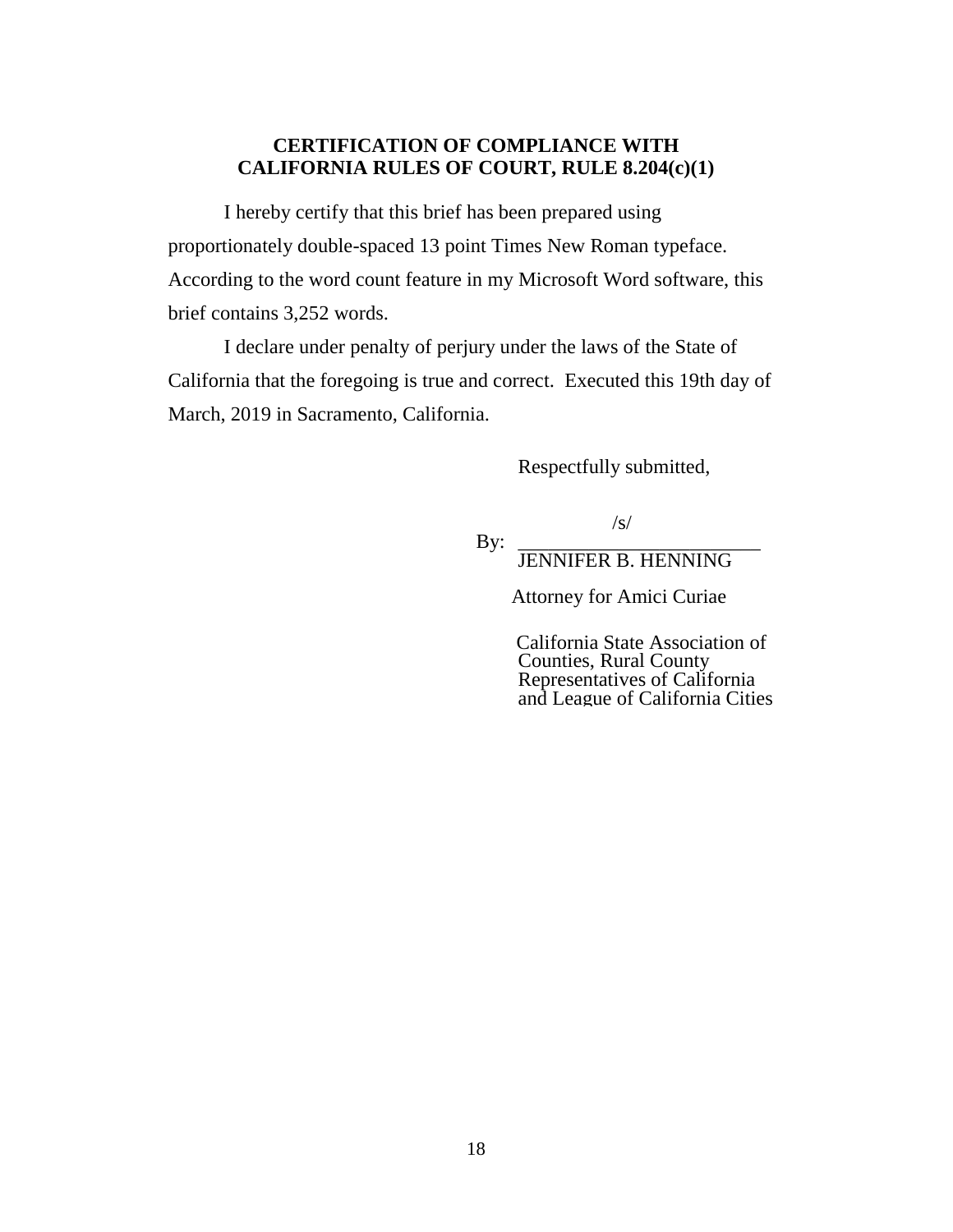**CERTIFICATION OF COMPLIANCE WITH CALIFORNIA RULES OF COURT, RULE 8.204(c)(1)**

I hereby certify that this brief has been prepared using proportionately double-spaced 13 point Times New Roman typeface. According to the word count feature in my Microsoft Word software, this brief contains 3,252 words.

I declare under penalty of perjury under the laws of the State of California that the foregoing is true and correct. Executed this 19th day of March, 2019 in Sacramento, California.

Respectfully submitted,

By: /s/
JENNIFER B. HENNING

Attorney for Amici Curiae

California State Association of Counties, Rural County Representatives of California and League of California Cities